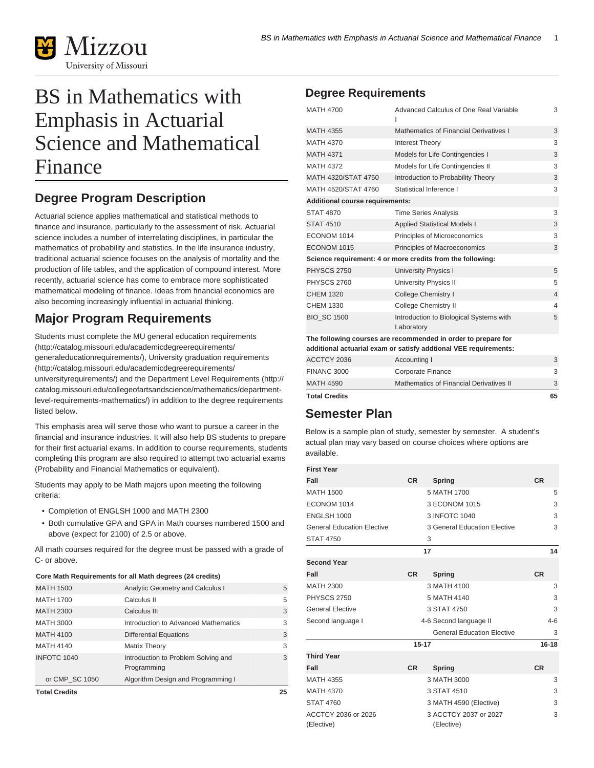# BS in Mathematics with Emphasis in Actuarial Science and Mathematical Finance

## Degree Program Description

Actuarial science applies mathematical and statistical methods to finance and insurance, particularly to the assessment of risk. Actuarial science includes a number of interrelating disciplines, in particular the mathematics of probability and statistics. In the life insurance industry, traditional actuarial science focuses on the analysis of mortality and the production of life tables, and the application of compound interest. More recently, actuarial science has come to embrace more sophisticated mathematical modeling of finance. Ideas from financial economics are also becoming increasingly influential in actuarial thinking.

## Major Program Requirements

Students must complete the MU general education requirements (http://catalog.missouri.edu/academicdegreerequirements/generaleducationrequirements/), University graduation requirements (http://catalog.missouri.edu/academicdegreerequirements/universityrequirements/) and the Department Level Requirements (http://catalog.missouri.edu/collegeofartsandscience/mathematics/department-level-requirements-mathematics/) in addition to the degree requirements listed below.

This emphasis area will serve those who want to pursue a career in the financial and insurance industries. It will also help BS students to prepare for their first actuarial exams. In addition to course requirements, students completing this program are also required to attempt two actuarial exams (Probability and Financial Mathematics or equivalent).

Students may apply to be Math majors upon meeting the following criteria:

- Completion of ENGLSH 1000 and MATH 2300
- Both cumulative GPA and GPA in Math courses numbered 1500 and above (expect for 2100) of 2.5 or above.

All math courses required for the degree must be passed with a grade of C- or above.

**Core Math Requirements for all Math degrees (24 credits)**

| | | |
|---|---|---|
| MATH 1500 | Analytic Geometry and Calculus I | 5 |
| MATH 1700 | Calculus II | 5 |
| MATH 2300 | Calculus III | 3 |
| MATH 3000 | Introduction to Advanced Mathematics | 3 |
| MATH 4100 | Differential Equations | 3 |
| MATH 4140 | Matrix Theory | 3 |
| INFOTC 1040 | Introduction to Problem Solving and Programming | 3 |
| or CMP_SC 1050 | Algorithm Design and Programming I | |
| **Total Credits** | | **25** |

## Degree Requirements

| | | |
|---|---|---|
| MATH 4700 | Advanced Calculus of One Real Variable I | 3 |
| MATH 4355 | Mathematics of Financial Derivatives I | 3 |
| MATH 4370 | Interest Theory | 3 |
| MATH 4371 | Models for Life Contingencies I | 3 |
| MATH 4372 | Models for Life Contingencies II | 3 |
| MATH 4320/STAT 4750 | Introduction to Probability Theory | 3 |
| MATH 4520/STAT 4760 | Statistical Inference I | 3 |
| **Additional course requirements:** | | |
| STAT 4870 | Time Series Analysis | 3 |
| STAT 4510 | Applied Statistical Models I | 3 |
| ECONOM 1014 | Principles of Microeconomics | 3 |
| ECONOM 1015 | Principles of Macroeconomics | 3 |
| **Science requirement: 4 or more credits from the following:** | | |
| PHYSCS 2750 | University Physics I | 5 |
| PHYSCS 2760 | University Physics II | 5 |
| CHEM 1320 | College Chemistry I | 4 |
| CHEM 1330 | College Chemistry II | 4 |
| BIO_SC 1500 | Introduction to Biological Systems with Laboratory | 5 |
| **The following courses are recommended in order to prepare for additional actuarial exam or satisfy addtional VEE requirements:** | | |
| ACCTCY 2036 | Accounting I | 3 |
| FINANC 3000 | Corporate Finance | 3 |
| MATH 4590 | Mathematics of Financial Derivatives II | 3 |
| **Total Credits** | | **65** |

## Semester Plan

Below is a sample plan of study, semester by semester. A student's actual plan may vary based on course choices where options are available.

| **First Year** | | | |
|---|---|---|---|
| **Fall** | **CR** | **Spring** | **CR** |
| MATH 1500 | 5 | MATH 1700 | 5 |
| ECONOM 1014 | 3 | ECONOM 1015 | 3 |
| ENGLSH 1000 | 3 | INFOTC 1040 | 3 |
| General Education Elective | 3 | General Education Elective | 3 |
| STAT 4750 | 3 | | |
| | **17** | | **14** |
| **Second Year** | | | |
| **Fall** | **CR** | **Spring** | **CR** |
| MATH 2300 | 3 | MATH 4100 | 3 |
| PHYSCS 2750 | 5 | MATH 4140 | 3 |
| General Elective | 3 | STAT 4750 | 3 |
| Second language I | 4-6 | Second language II | 4-6 |
| | | General Education Elective | 3 |
| | **15-17** | | **16-18** |
| **Third Year** | | | |
| **Fall** | **CR** | **Spring** | **CR** |
| MATH 4355 | 3 | MATH 3000 | 3 |
| MATH 4370 | 3 | STAT 4510 | 3 |
| STAT 4760 | 3 | MATH 4590 (Elective) | 3 |
| ACCTCY 2036 or 2026 (Elective) | 3 | ACCTCY 2037 or 2027 (Elective) | 3 |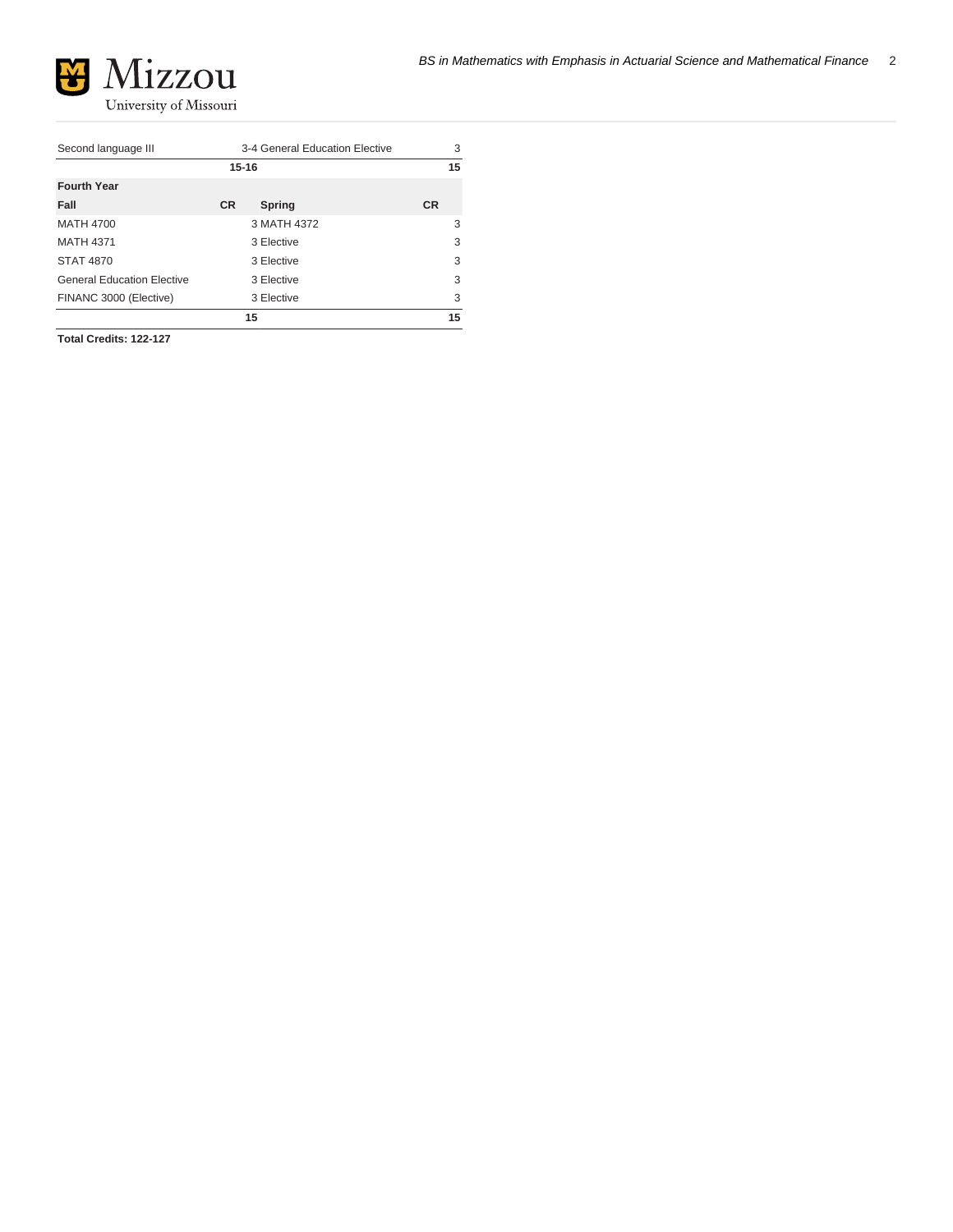| Fall | CR | Spring | CR |
|---|---|---|---|
| Second language III | 3-4 | General Education Elective | 3 |
| | 15-16 | | 15 |
| **Fourth Year** | | | |
| **Fall** | **CR** | **Spring** | **CR** |
| MATH 4700 | 3 | MATH 4372 | 3 |
| MATH 4371 | 3 | Elective | 3 |
| STAT 4870 | 3 | Elective | 3 |
| General Education Elective | 3 | Elective | 3 |
| FINANC 3000 (Elective) | 3 | Elective | 3 |
| | 15 | | 15 |

**Total Credits: 122-127**